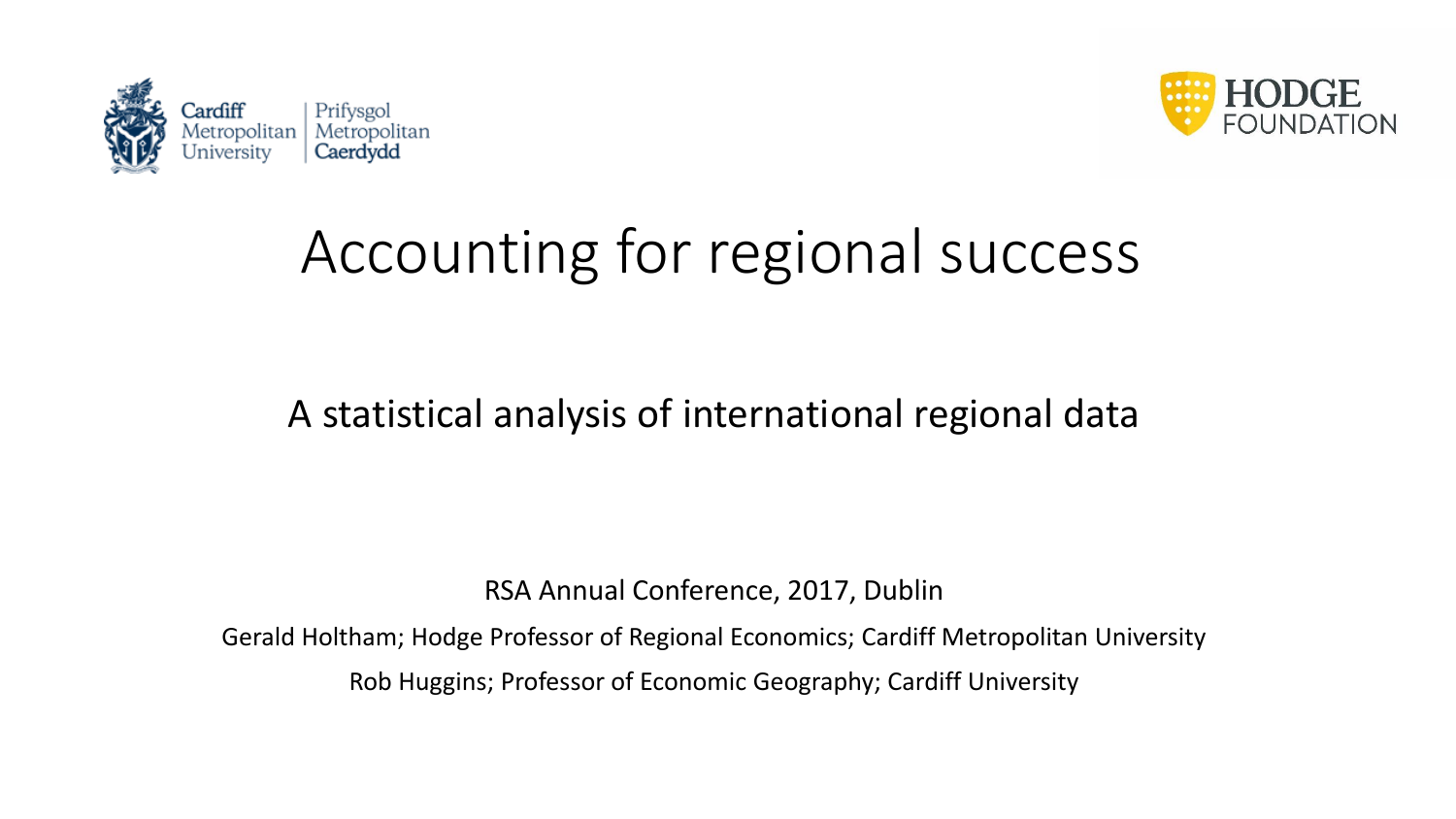Cardiff Metropolitan University | Prifysgol Metropolitan Caerdydd

HODGE FOUNDATION

# Accounting for regional success

## A statistical analysis of international regional data

RSA Annual Conference, 2017, Dublin

Gerald Holtham; Hodge Professor of Regional Economics; Cardiff Metropolitan University

Rob Huggins; Professor of Economic Geography; Cardiff University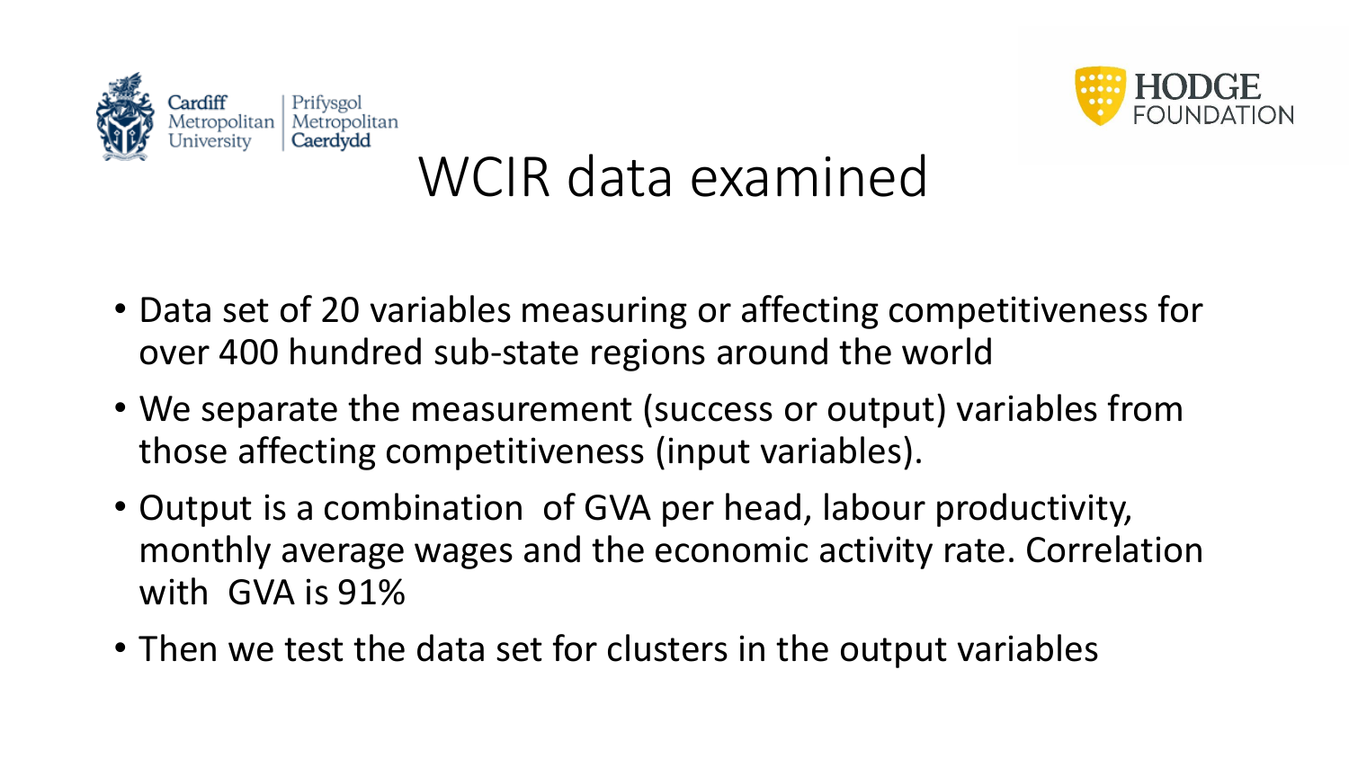# WCIR data examined

- Data set of 20 variables measuring or affecting competitiveness for over 400 hundred sub-state regions around the world
- We separate the measurement (success or output) variables from those affecting competitiveness (input variables).
- Output is a combination of GVA per head, labour productivity, monthly average wages and the economic activity rate. Correlation with GVA is 91%
- Then we test the data set for clusters in the output variables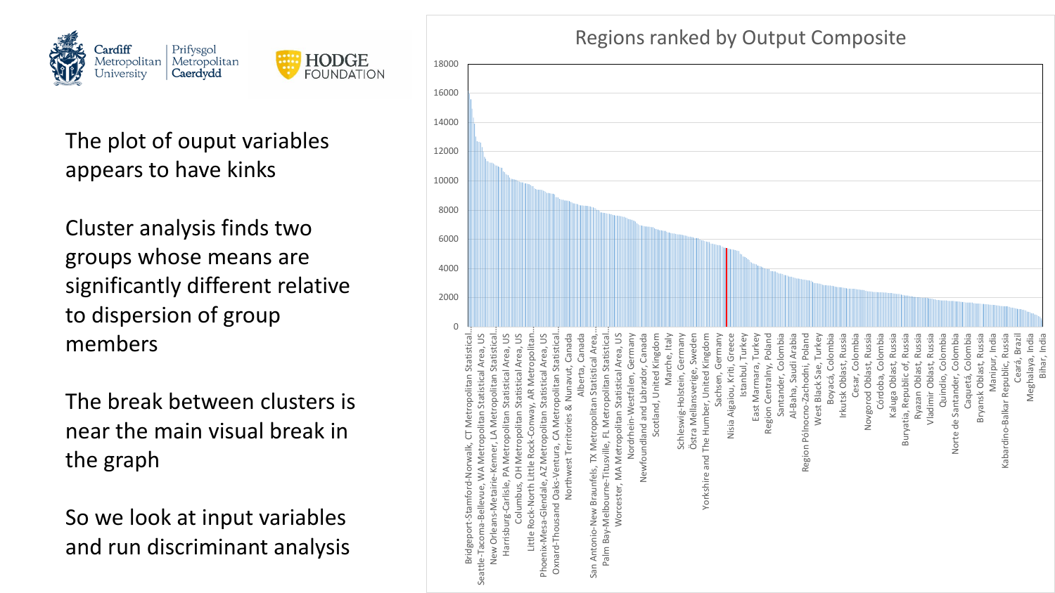The plot of ouput variables appears to have kinks

Cluster analysis finds two groups whose means are significantly different relative to dispersion of group members

The break between clusters is near the main visual break in the graph

So we look at input variables and run discriminant analysis

**Regions ranked by Output Composite**

Y-axis values: 0, 2000, 4000, 6000, 8000, 10000, 12000, 14000, 16000, 18000

Regions labelled on the x-axis (in order): Bridgeport-Stamford-Norwalk, CT Metropolitan Statistical…; Seattle-Tacoma-Bellevue, WA Metropolitan Statistical Area, US; New Orleans-Metairie-Kenner, LA Metropolitan Statistical…; Harrisburg-Carlisle, PA Metropolitan Statistical Area, US; Columbus, OH Metropolitan Statistical Area, US; Little Rock-North Little Rock-Conway, AR Metropolitan…; Phoenix-Mesa-Glendale, AZ Metropolitan Statistical Area, US; Oxnard-Thousand Oaks-Ventura, CA Metropolitan Statistical…; Northwest Territories & Nunavut, Canada; Alberta, Canada; San Antonio-New Braunfels, TX Metropolitan Statistical Area,…; Palm Bay-Melbourne-Titusville, FL Metropolitan Statistical…; Worcester, MA Metropolitan Statistical Area, US; Nordrhein-Westfalen, Germany; Newfoundland and Labrador, Canada; Scotland, United Kingdom; Marche, Italy; Schleswig-Holstein, Germany; Östra Mellansverige, Sweden; Yorkshire and The Humber, United Kingdom; Sachsen, Germany; Nisia Aigaiou, Kriti, Greece; Istanbul, Turkey; East Marmara, Turkey; Region Centralny, Poland; Santander, Colombia; Al-Baha, Saudi Arabia; Region Pólnocno-Zachodni, Poland; West Black Sae, Turkey; Boyacá, Colombia; Irkutsk Oblast, Russia; Cesar, Colombia; Novgorod Oblast, Russia; Córdoba, Colombia; Kaluga Oblast, Russia; Buryatia, Republic of, Russia; Ryazan Oblast, Russia; Vladimir Oblast, Russia; Quindio, Colombia; Norte de Santander, Colombia; Caquetá, Colombia; Bryansk Oblast, Russia; Manipur, India; Kabardino-Balkar Republic, Russia; Ceará, Brazil; Meghalaya, India; Bihar, India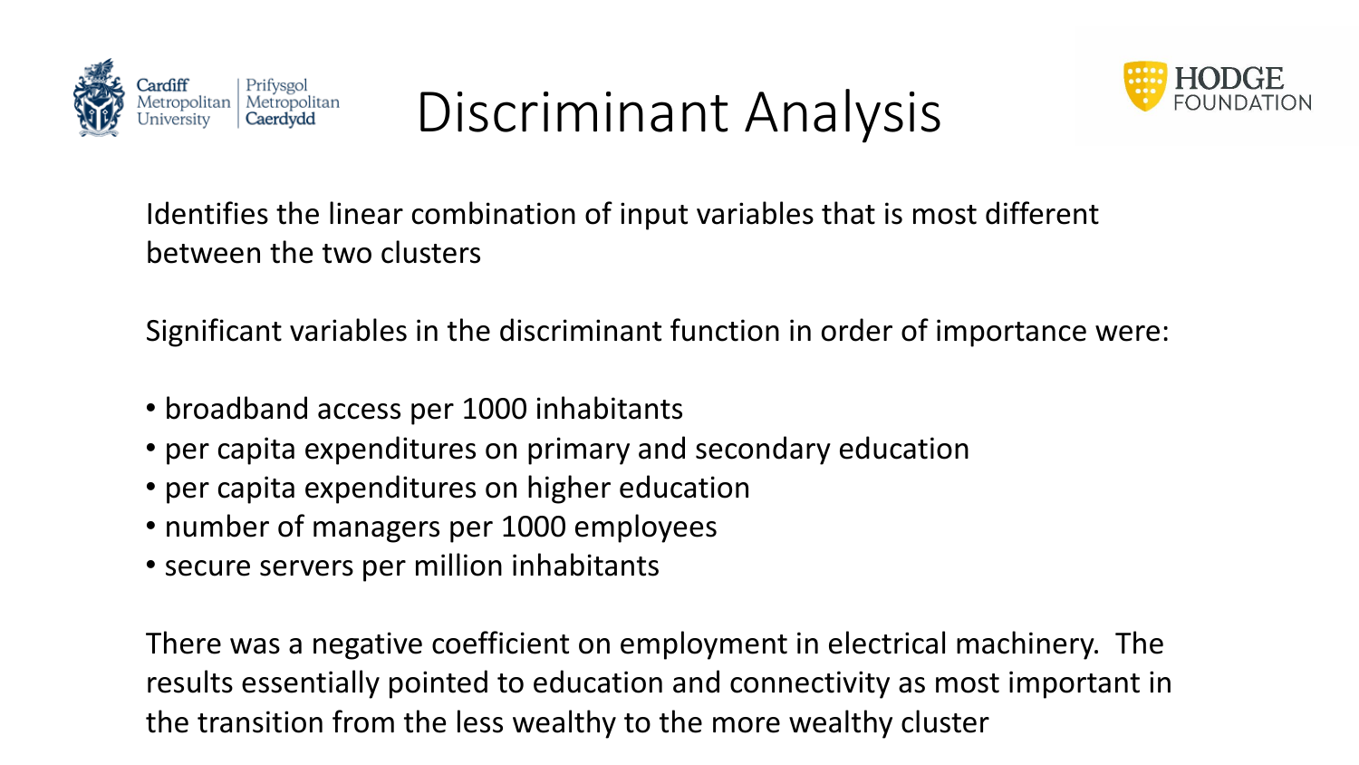# Discriminant Analysis

Identifies the linear combination of input variables that is most different between the two clusters

Significant variables in the discriminant function in order of importance were:

- broadband access per 1000 inhabitants
- per capita expenditures on primary and secondary education
- per capita expenditures on higher education
- number of managers per 1000 employees
- secure servers per million inhabitants

There was a negative coefficient on employment in electrical machinery. The results essentially pointed to education and connectivity as most important in the transition from the less wealthy to the more wealthy cluster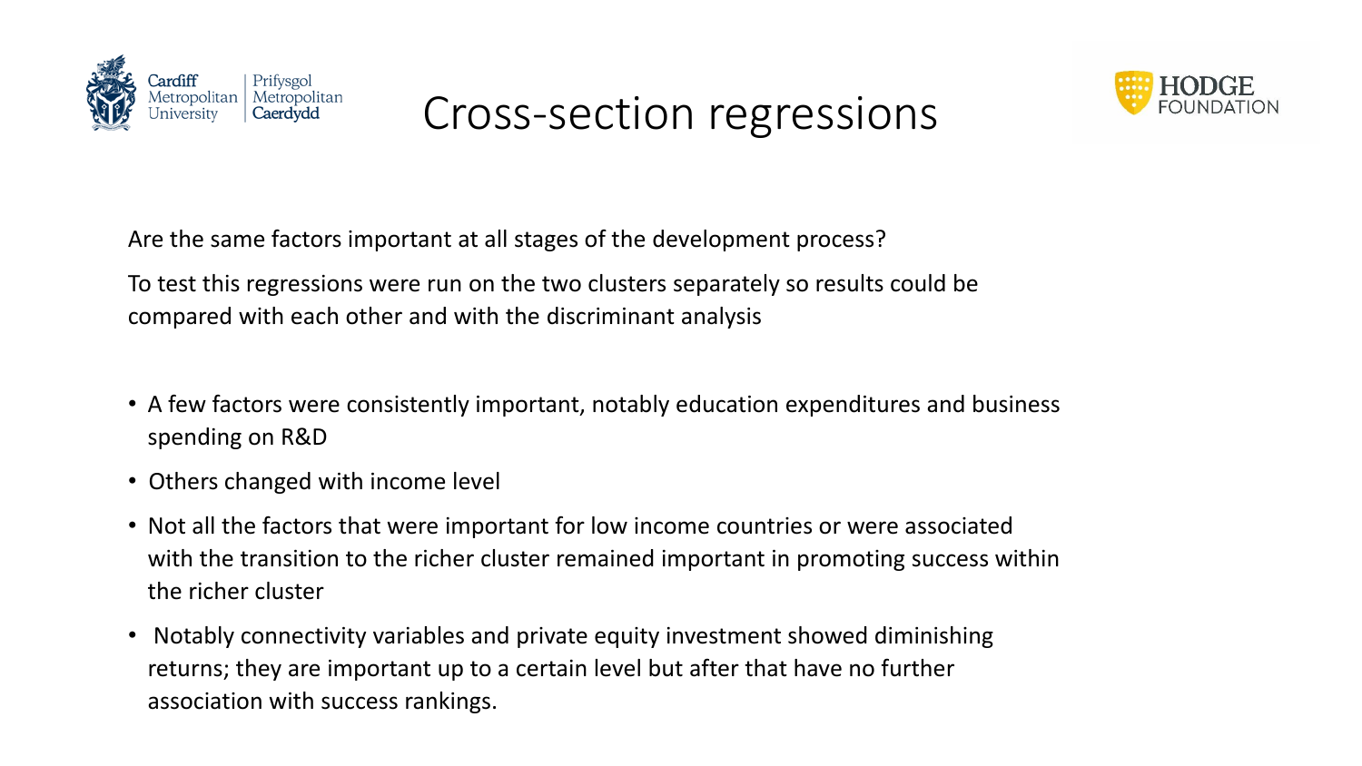# Cross-section regressions

Are the same factors important at all stages of the development process?

To test this regressions were run on the two clusters separately so results could be compared with each other and with the discriminant analysis

- A few factors were consistently important, notably education expenditures and business spending on R&D
- Others changed with income level
- Not all the factors that were important for low income countries or were associated with the transition to the richer cluster remained important in promoting success within the richer cluster
- Notably connectivity variables and private equity investment showed diminishing returns; they are important up to a certain level but after that have no further association with success rankings.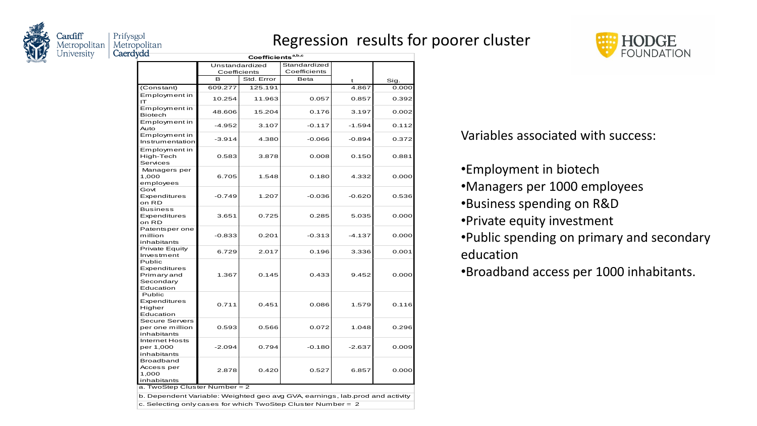# Regression results for poorer cluster

**Coefficients**[a,b,c]

| | Unstandardized Coefficients | | Standardized Coefficients | | |
|---|---|---|---|---|---|
| | B | Std. Error | Beta | t | Sig. |
| (Constant) | 609.277 | 125.191 | | 4.867 | 0.000 |
| Employment in IT | 10.254 | 11.963 | 0.057 | 0.857 | 0.392 |
| Employment in Biotech | 48.606 | 15.204 | 0.176 | 3.197 | 0.002 |
| Employment in Auto | -4.952 | 3.107 | -0.117 | -1.594 | 0.112 |
| Employment in Instrumentation | -3.914 | 4.380 | -0.066 | -0.894 | 0.372 |
| Employment in High-Tech Services | 0.583 | 3.878 | 0.008 | 0.150 | 0.881 |
| Managers per 1,000 employees | 6.705 | 1.548 | 0.180 | 4.332 | 0.000 |
| Govt Expenditures on RD | -0.749 | 1.207 | -0.036 | -0.620 | 0.536 |
| Business Expenditures on RD | 3.651 | 0.725 | 0.285 | 5.035 | 0.000 |
| Patentsper one million inhabitants | -0.833 | 0.201 | -0.313 | -4.137 | 0.000 |
| Private Equity Investment | 6.729 | 2.017 | 0.196 | 3.336 | 0.001 |
| Public Expenditures Primary and Secondary Education | 1.367 | 0.145 | 0.433 | 9.452 | 0.000 |
| Public Expenditures Higher Education | 0.711 | 0.451 | 0.086 | 1.579 | 0.116 |
| Secure Servers per one million inhabitants | 0.593 | 0.566 | 0.072 | 1.048 | 0.296 |
| Internet Hosts per 1,000 inhabitants | -2.094 | 0.794 | -0.180 | -2.637 | 0.009 |
| Broadband Access per 1,000 inhabitants | 2.878 | 0.420 | 0.527 | 6.857 | 0.000 |

a. TwoStep Cluster Number = 2

b. Dependent Variable: Weighted geo avg GVA, earnings, lab.prod and activity

c. Selecting only cases for which TwoStep Cluster Number = 2

Variables associated with success:

- Employment in biotech
- Managers per 1000 employees
- Business spending on R&D
- Private equity investment
- Public spending on primary and secondary education
- Broadband access per 1000 inhabitants.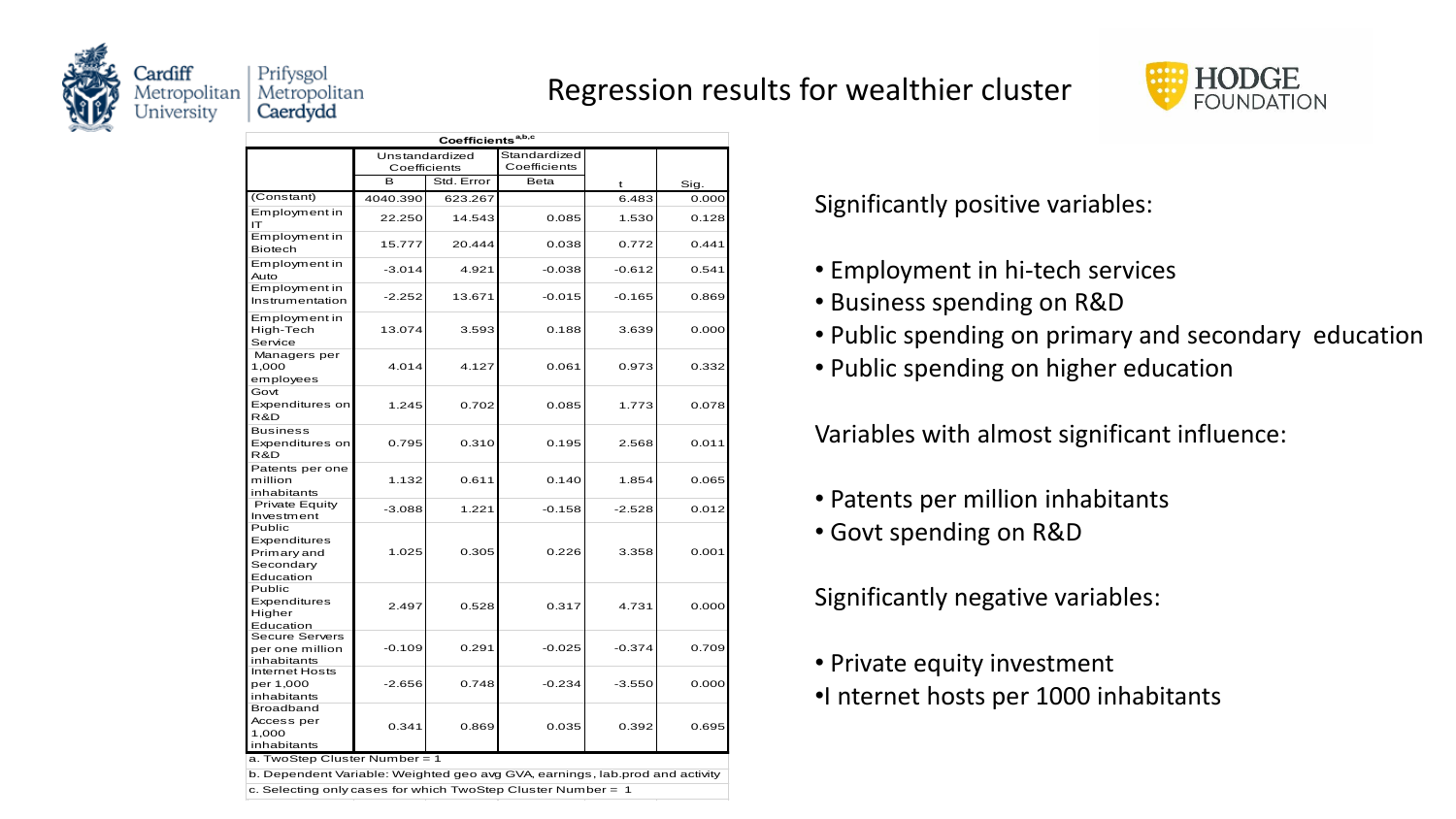# Regression results for wealthier cluster

**Coefficients**[a,b,c]

| | Unstandardized Coefficients | | Standardized Coefficients | | |
|---|---|---|---|---|---|
| | B | Std. Error | Beta | t | Sig. |
| (Constant) | 4040.390 | 623.267 | | 6.483 | 0.000 |
| Employment in IT | 22.250 | 14.543 | 0.085 | 1.530 | 0.128 |
| Employment in Biotech | 15.777 | 20.444 | 0.038 | 0.772 | 0.441 |
| Employment in Auto | -3.014 | 4.921 | -0.038 | -0.612 | 0.541 |
| Employment in Instrumentation | -2.252 | 13.671 | -0.015 | -0.165 | 0.869 |
| Employment in High-Tech Service | 13.074 | 3.593 | 0.188 | 3.639 | 0.000 |
| Managers per 1,000 employees | 4.014 | 4.127 | 0.061 | 0.973 | 0.332 |
| Govt Expenditures on R&D | 1.245 | 0.702 | 0.085 | 1.773 | 0.078 |
| Business Expenditures on R&D | 0.795 | 0.310 | 0.195 | 2.568 | 0.011 |
| Patents per one million inhabitants | 1.132 | 0.611 | 0.140 | 1.854 | 0.065 |
| Private Equity Investment | -3.088 | 1.221 | -0.158 | -2.528 | 0.012 |
| Public Expenditures Primary and Secondary Education | 1.025 | 0.305 | 0.226 | 3.358 | 0.001 |
| Public Expenditures Higher Education | 2.497 | 0.528 | 0.317 | 4.731 | 0.000 |
| Secure Servers per one million inhabitants | -0.109 | 0.291 | -0.025 | -0.374 | 0.709 |
| Internet Hosts per 1,000 inhabitants | -2.656 | 0.748 | -0.234 | -3.550 | 0.000 |
| Broadband Access per 1,000 inhabitants | 0.341 | 0.869 | 0.035 | 0.392 | 0.695 |

a. TwoStep Cluster Number = 1

b. Dependent Variable: Weighted geo avg GVA, earnings, lab.prod and activity

c. Selecting only cases for which TwoStep Cluster Number = 1

Significantly positive variables:

- Employment in hi-tech services
- Business spending on R&D
- Public spending on primary and secondary education
- Public spending on higher education

Variables with almost significant influence:

- Patents per million inhabitants
- Govt spending on R&D

Significantly negative variables:

- Private equity investment
- I nternet hosts per 1000 inhabitants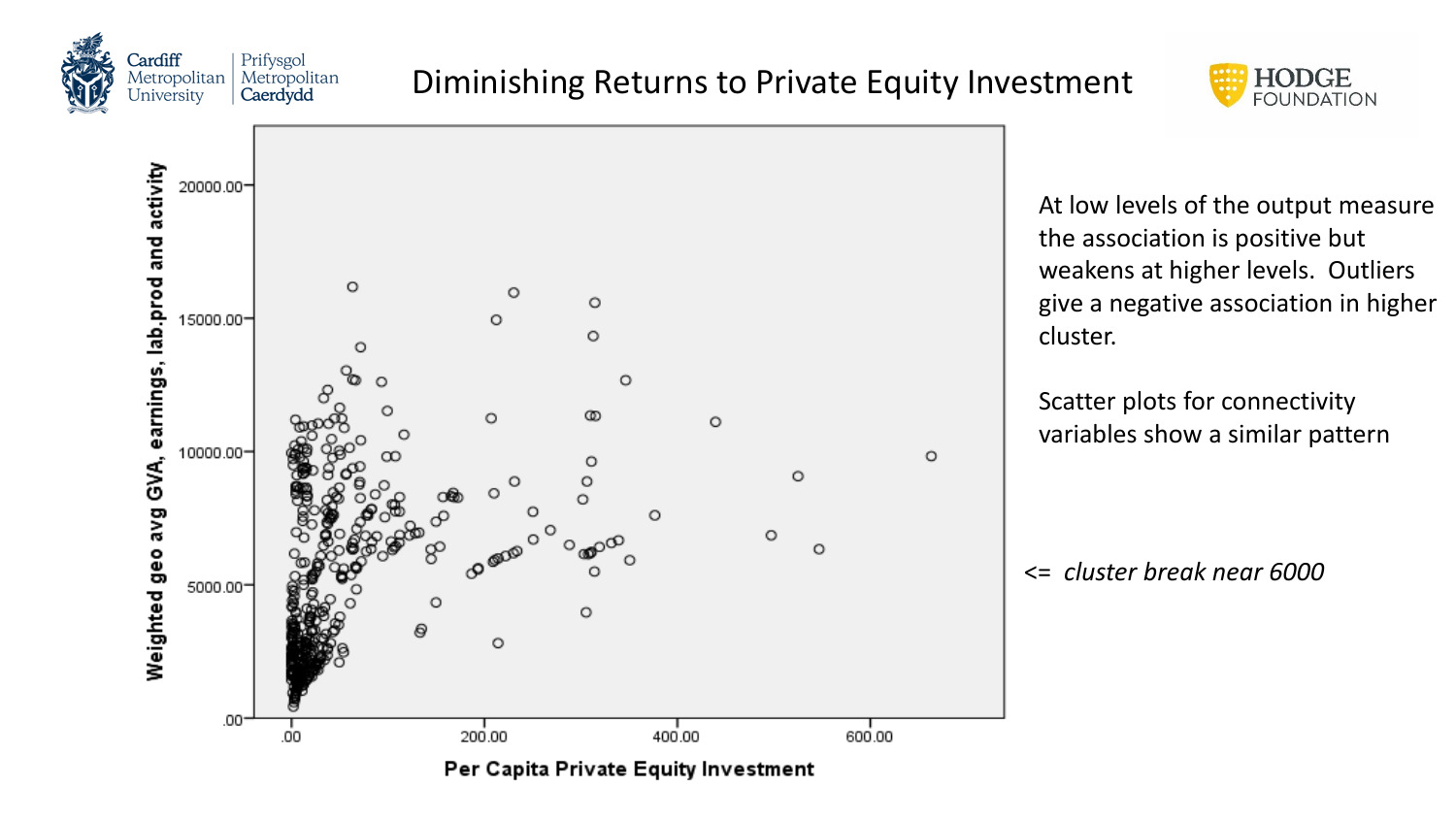# Diminishing Returns to Private Equity Investment

Cardiff Metropolitan University | Prifysgol Metropolitan Caerdydd

HODGE FOUNDATION

At low levels of the output measure the association is positive but weakens at higher levels. Outliers give a negative association in higher cluster.

Scatter plots for connectivity variables show a similar pattern

<= *cluster break near 6000*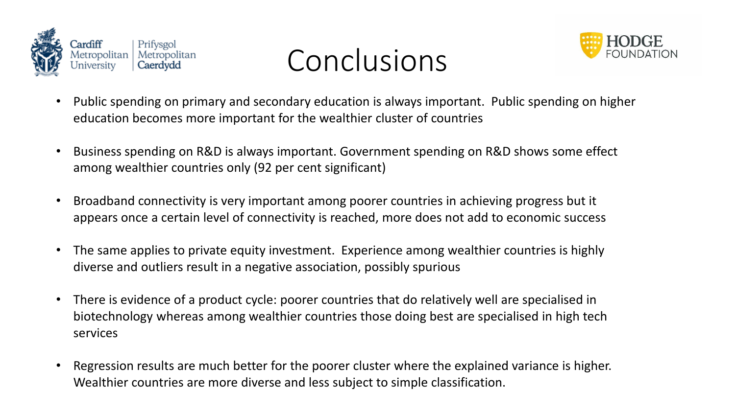# Conclusions

- Public spending on primary and secondary education is always important. Public spending on higher education becomes more important for the wealthier cluster of countries
- Business spending on R&D is always important. Government spending on R&D shows some effect among wealthier countries only (92 per cent significant)
- Broadband connectivity is very important among poorer countries in achieving progress but it appears once a certain level of connectivity is reached, more does not add to economic success
- The same applies to private equity investment. Experience among wealthier countries is highly diverse and outliers result in a negative association, possibly spurious
- There is evidence of a product cycle: poorer countries that do relatively well are specialised in biotechnology whereas among wealthier countries those doing best are specialised in high tech services
- Regression results are much better for the poorer cluster where the explained variance is higher. Wealthier countries are more diverse and less subject to simple classification.